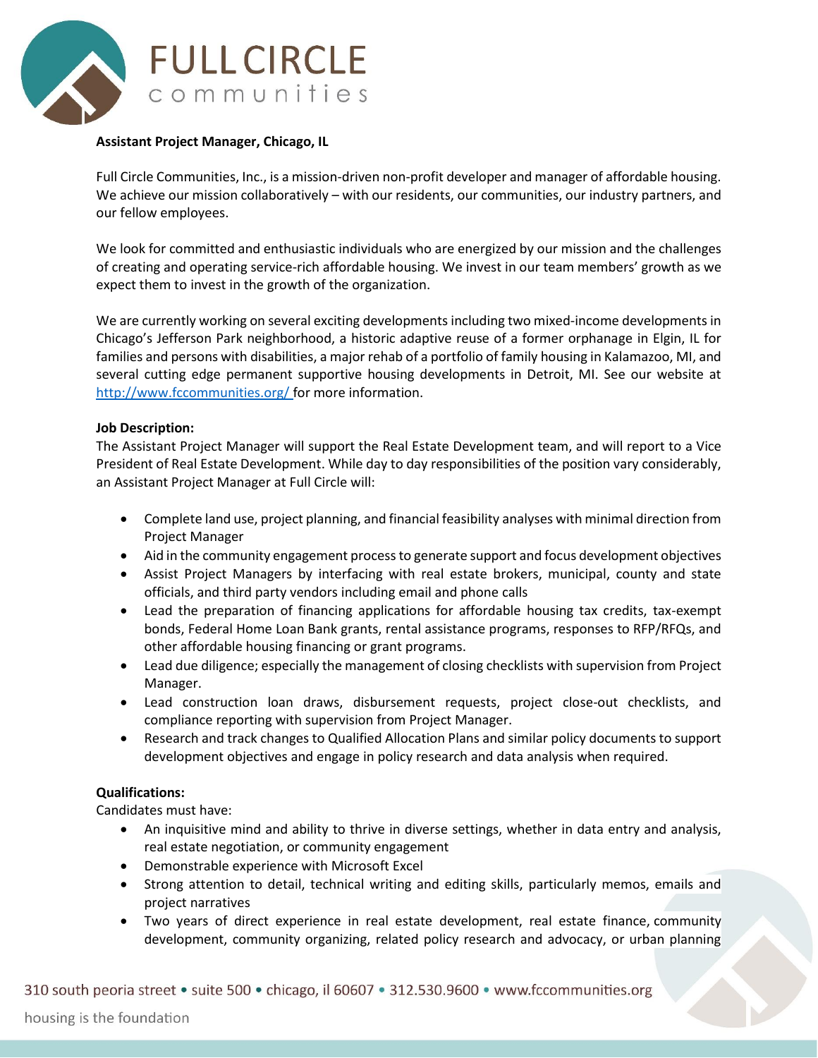# FULL CIRCLE communities

**Assistant Project Manager, Chicago, IL**

Full Circle Communities, Inc., is a mission-driven non-profit developer and manager of affordable housing. We achieve our mission collaboratively – with our residents, our communities, our industry partners, and our fellow employees.

We look for committed and enthusiastic individuals who are energized by our mission and the challenges of creating and operating service-rich affordable housing. We invest in our team members' growth as we expect them to invest in the growth of the organization.

We are currently working on several exciting developments including two mixed-income developments in Chicago's Jefferson Park neighborhood, a historic adaptive reuse of a former orphanage in Elgin, IL for families and persons with disabilities, a major rehab of a portfolio of family housing in Kalamazoo, MI, and several cutting edge permanent supportive housing developments in Detroit, MI. See our website at http://www.fccommunities.org/ for more information.

**Job Description:**
The Assistant Project Manager will support the Real Estate Development team, and will report to a Vice President of Real Estate Development. While day to day responsibilities of the position vary considerably, an Assistant Project Manager at Full Circle will:

- Complete land use, project planning, and financial feasibility analyses with minimal direction from Project Manager
- Aid in the community engagement process to generate support and focus development objectives
- Assist Project Managers by interfacing with real estate brokers, municipal, county and state officials, and third party vendors including email and phone calls
- Lead the preparation of financing applications for affordable housing tax credits, tax-exempt bonds, Federal Home Loan Bank grants, rental assistance programs, responses to RFP/RFQs, and other affordable housing financing or grant programs.
- Lead due diligence; especially the management of closing checklists with supervision from Project Manager.
- Lead construction loan draws, disbursement requests, project close-out checklists, and compliance reporting with supervision from Project Manager.
- Research and track changes to Qualified Allocation Plans and similar policy documents to support development objectives and engage in policy research and data analysis when required.

**Qualifications:**
Candidates must have:

- An inquisitive mind and ability to thrive in diverse settings, whether in data entry and analysis, real estate negotiation, or community engagement
- Demonstrable experience with Microsoft Excel
- Strong attention to detail, technical writing and editing skills, particularly memos, emails and project narratives
- Two years of direct experience in real estate development, real estate finance, community development, community organizing, related policy research and advocacy, or urban planning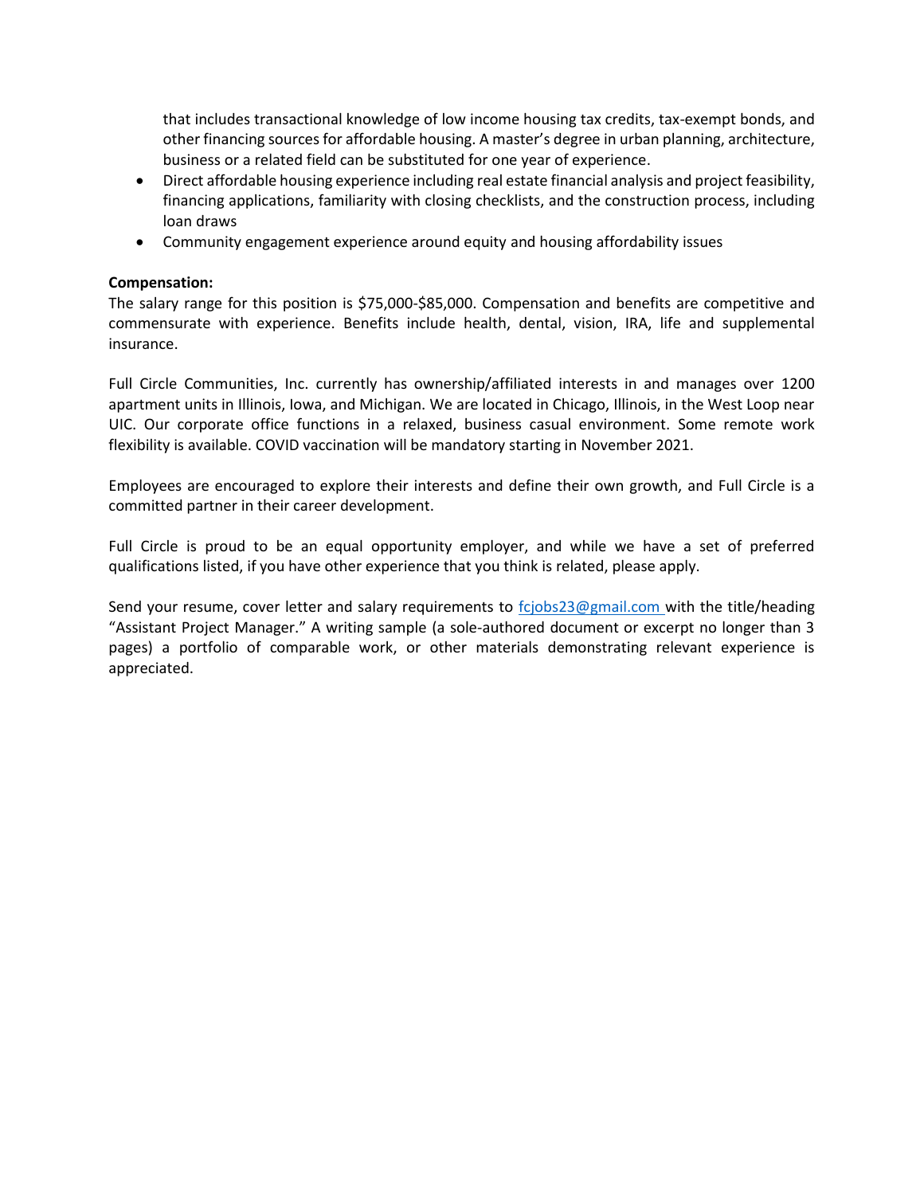that includes transactional knowledge of low income housing tax credits, tax-exempt bonds, and other financing sources for affordable housing. A master's degree in urban planning, architecture, business or a related field can be substituted for one year of experience.

- Direct affordable housing experience including real estate financial analysis and project feasibility, financing applications, familiarity with closing checklists, and the construction process, including loan draws
- Community engagement experience around equity and housing affordability issues

**Compensation:**

The salary range for this position is $75,000-$85,000. Compensation and benefits are competitive and commensurate with experience. Benefits include health, dental, vision, IRA, life and supplemental insurance.

Full Circle Communities, Inc. currently has ownership/affiliated interests in and manages over 1200 apartment units in Illinois, Iowa, and Michigan. We are located in Chicago, Illinois, in the West Loop near UIC. Our corporate office functions in a relaxed, business casual environment. Some remote work flexibility is available. COVID vaccination will be mandatory starting in November 2021.

Employees are encouraged to explore their interests and define their own growth, and Full Circle is a committed partner in their career development.

Full Circle is proud to be an equal opportunity employer, and while we have a set of preferred qualifications listed, if you have other experience that you think is related, please apply.

Send your resume, cover letter and salary requirements to fcjobs23@gmail.com with the title/heading "Assistant Project Manager." A writing sample (a sole-authored document or excerpt no longer than 3 pages) a portfolio of comparable work, or other materials demonstrating relevant experience is appreciated.